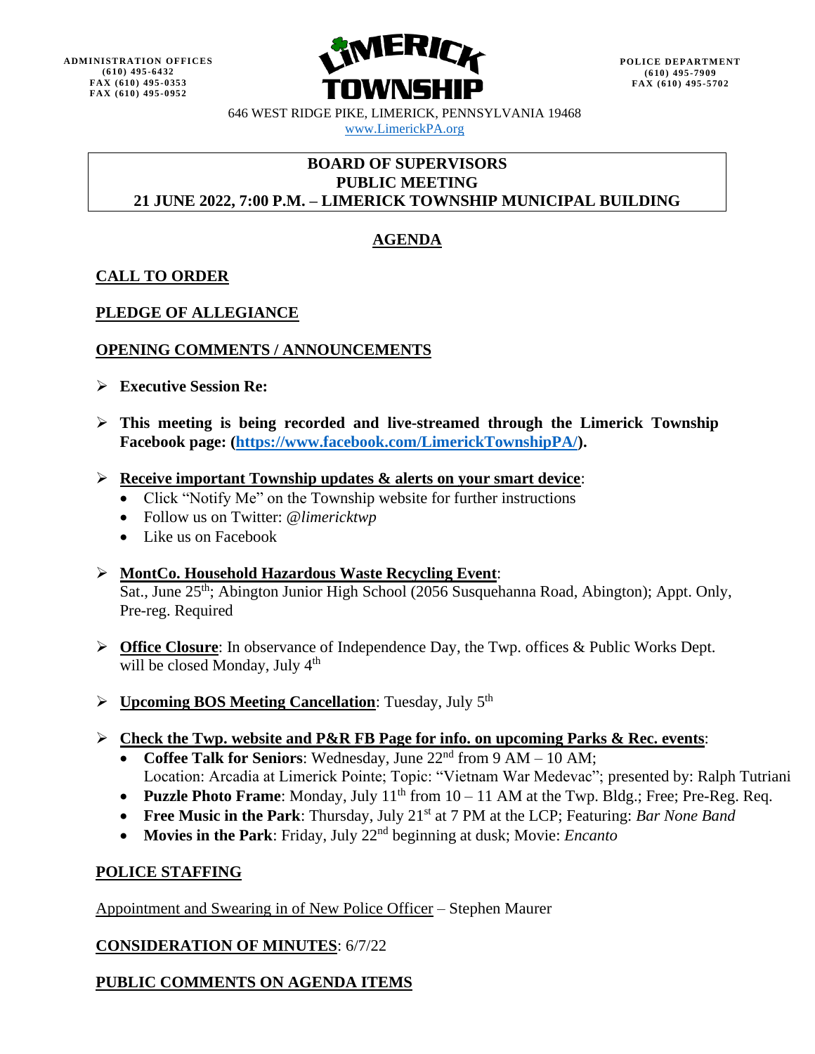ADMINISTRATION OFFICES
(610) 495-6432
FAX (610) 495-0353
FAX (610) 495-0952

LIMERICK TOWNSHIP

POLICE DEPARTMENT
(610) 495-7909
FAX (610) 495-5702

646 WEST RIDGE PIKE, LIMERICK, PENNSYLVANIA 19468
www.LimerickPA.org

**BOARD OF SUPERVISORS**
**PUBLIC MEETING**
**21 JUNE 2022, 7:00 P.M. – LIMERICK TOWNSHIP MUNICIPAL BUILDING**

# AGENDA

## CALL TO ORDER

## PLEDGE OF ALLEGIANCE

## OPENING COMMENTS / ANNOUNCEMENTS

- **Executive Session Re:**
- **This meeting is being recorded and live-streamed through the Limerick Township Facebook page: (https://www.facebook.com/LimerickTownshipPA/).**
- **Receive important Township updates & alerts on your smart device**:
  - Click "Notify Me" on the Township website for further instructions
  - Follow us on Twitter: *@limericktwp*
  - Like us on Facebook
- **MontCo. Household Hazardous Waste Recycling Event**: Sat., June 25th; Abington Junior High School (2056 Susquehanna Road, Abington); Appt. Only, Pre-reg. Required
- **Office Closure**: In observance of Independence Day, the Twp. offices & Public Works Dept. will be closed Monday, July 4th
- **Upcoming BOS Meeting Cancellation**: Tuesday, July 5th
- **Check the Twp. website and P&R FB Page for info. on upcoming Parks & Rec. events**:
  - **Coffee Talk for Seniors**: Wednesday, June 22nd from 9 AM – 10 AM; Location: Arcadia at Limerick Pointe; Topic: "Vietnam War Medevac"; presented by: Ralph Tutriani
  - **Puzzle Photo Frame**: Monday, July 11th from 10 – 11 AM at the Twp. Bldg.; Free; Pre-Reg. Req.
  - **Free Music in the Park**: Thursday, July 21st at 7 PM at the LCP; Featuring: *Bar None Band*
  - **Movies in the Park**: Friday, July 22nd beginning at dusk; Movie: *Encanto*

## POLICE STAFFING

Appointment and Swearing in of New Police Officer – Stephen Maurer

## CONSIDERATION OF MINUTES: 6/7/22

## PUBLIC COMMENTS ON AGENDA ITEMS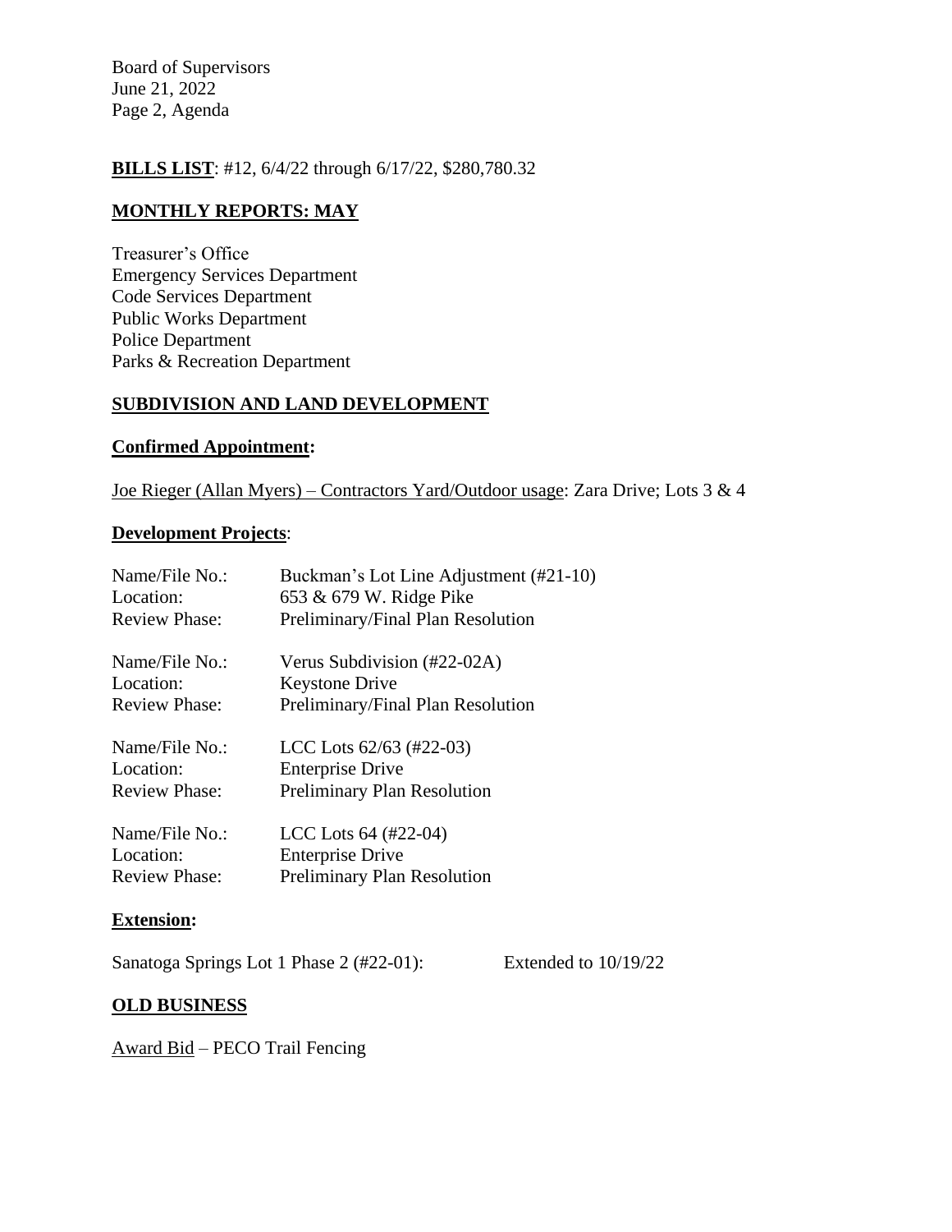**BILLS LIST**: #12, 6/4/22 through 6/17/22, $280,780.32

## MONTHLY REPORTS: MAY

Treasurer's Office
Emergency Services Department
Code Services Department
Public Works Department
Police Department
Parks & Recreation Department

## SUBDIVISION AND LAND DEVELOPMENT

### Confirmed Appointment:

Joe Rieger (Allan Myers) – Contractors Yard/Outdoor usage: Zara Drive; Lots 3 & 4

### Development Projects:

| | |
|---|---|
| Name/File No.: | Buckman's Lot Line Adjustment (#21-10) |
| Location: | 653 & 679 W. Ridge Pike |
| Review Phase: | Preliminary/Final Plan Resolution |
| Name/File No.: | Verus Subdivision (#22-02A) |
| Location: | Keystone Drive |
| Review Phase: | Preliminary/Final Plan Resolution |
| Name/File No.: | LCC Lots 62/63 (#22-03) |
| Location: | Enterprise Drive |
| Review Phase: | Preliminary Plan Resolution |
| Name/File No.: | LCC Lots 64 (#22-04) |
| Location: | Enterprise Drive |
| Review Phase: | Preliminary Plan Resolution |

### Extension:

Sanatoga Springs Lot 1 Phase 2 (#22-01): Extended to 10/19/22

## OLD BUSINESS

Award Bid – PECO Trail Fencing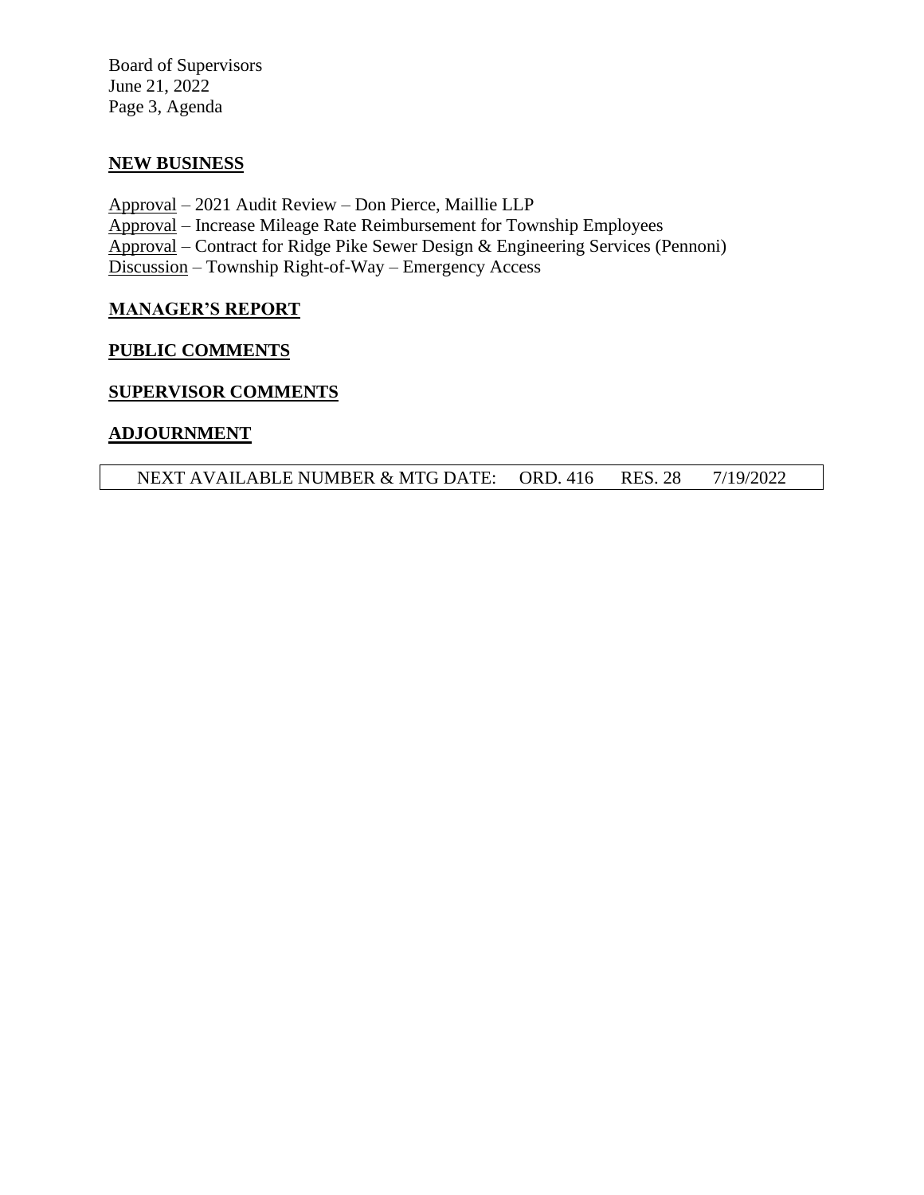## NEW BUSINESS

Approval – 2021 Audit Review – Don Pierce, Maillie LLP
Approval – Increase Mileage Rate Reimbursement for Township Employees
Approval – Contract for Ridge Pike Sewer Design & Engineering Services (Pennoni)
Discussion – Township Right-of-Way – Emergency Access

## MANAGER'S REPORT

## PUBLIC COMMENTS

## SUPERVISOR COMMENTS

## ADJOURNMENT

| | | | |
|---|---|---|---|
| NEXT AVAILABLE NUMBER & MTG DATE: | ORD. 416 | RES. 28 | 7/19/2022 |